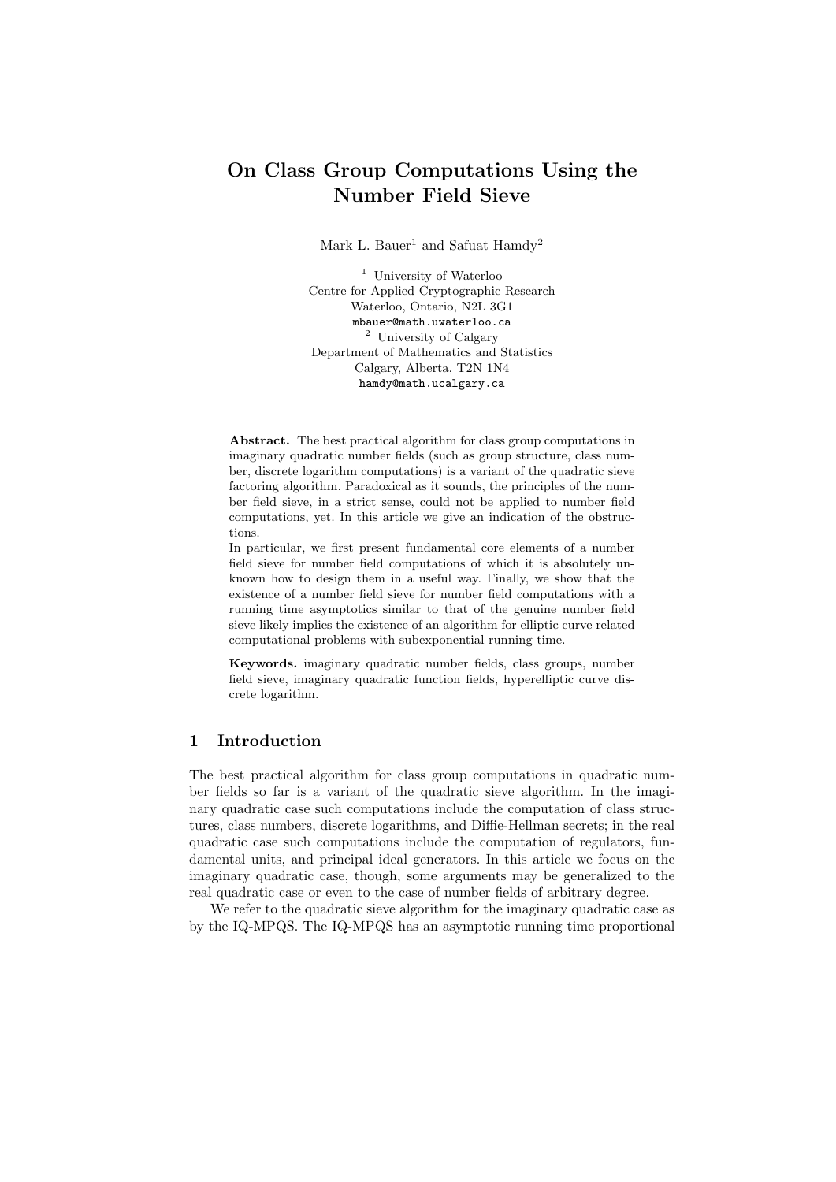# On Class Group Computations Using the Number Field Sieve

Mark L. Bauer[1] and Safuat Hamdy[2]

[1] University of Waterloo
Centre for Applied Cryptographic Research
Waterloo, Ontario, N2L 3G1
mbauer@math.uwaterloo.ca

[2] University of Calgary
Department of Mathematics and Statistics
Calgary, Alberta, T2N 1N4
hamdy@math.ucalgary.ca

**Abstract.** The best practical algorithm for class group computations in imaginary quadratic number fields (such as group structure, class number, discrete logarithm computations) is a variant of the quadratic sieve factoring algorithm. Paradoxical as it sounds, the principles of the number field sieve, in a strict sense, could not be applied to number field computations, yet. In this article we give an indication of the obstructions.

In particular, we first present fundamental core elements of a number field sieve for number field computations of which it is absolutely unknown how to design them in a useful way. Finally, we show that the existence of a number field sieve for number field computations with a running time asymptotics similar to that of the genuine number field sieve likely implies the existence of an algorithm for elliptic curve related computational problems with subexponential running time.

**Keywords.** imaginary quadratic number fields, class groups, number field sieve, imaginary quadratic function fields, hyperelliptic curve discrete logarithm.

## 1 Introduction

The best practical algorithm for class group computations in quadratic number fields so far is a variant of the quadratic sieve algorithm. In the imaginary quadratic case such computations include the computation of class structures, class numbers, discrete logarithms, and Diffie-Hellman secrets; in the real quadratic case such computations include the computation of regulators, fundamental units, and principal ideal generators. In this article we focus on the imaginary quadratic case, though, some arguments may be generalized to the real quadratic case or even to the case of number fields of arbitrary degree.

We refer to the quadratic sieve algorithm for the imaginary quadratic case as by the IQ-MPQS. The IQ-MPQS has an asymptotic running time proportional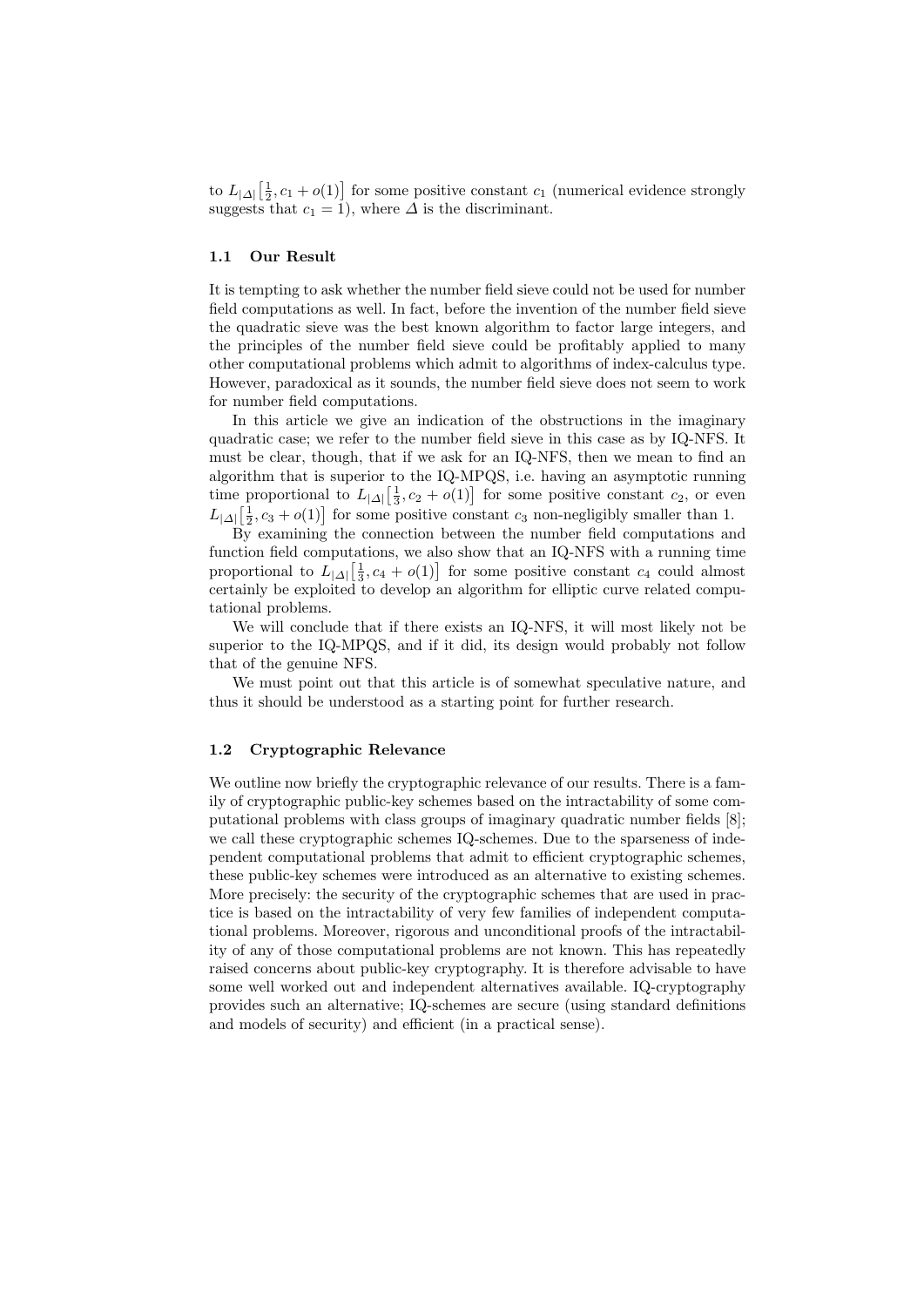to $L_{|\Delta|}\left[\frac{1}{2}, c_1 + o(1)\right]$ for some positive constant $c_1$ (numerical evidence strongly suggests that $c_1 = 1$), where $\Delta$ is the discriminant.

### 1.1 Our Result

It is tempting to ask whether the number field sieve could not be used for number field computations as well. In fact, before the invention of the number field sieve the quadratic sieve was the best known algorithm to factor large integers, and the principles of the number field sieve could be profitably applied to many other computational problems which admit to algorithms of index-calculus type. However, paradoxical as it sounds, the number field sieve does not seem to work for number field computations.

In this article we give an indication of the obstructions in the imaginary quadratic case; we refer to the number field sieve in this case as by IQ-NFS. It must be clear, though, that if we ask for an IQ-NFS, then we mean to find an algorithm that is superior to the IQ-MPQS, i.e. having an asymptotic running time proportional to $L_{|\Delta|}\left[\frac{1}{3}, c_2 + o(1)\right]$ for some positive constant $c_2$, or even $L_{|\Delta|}\left[\frac{1}{2}, c_3 + o(1)\right]$ for some positive constant $c_3$ non-negligibly smaller than 1.

By examining the connection between the number field computations and function field computations, we also show that an IQ-NFS with a running time proportional to $L_{|\Delta|}\left[\frac{1}{3}, c_4 + o(1)\right]$ for some positive constant $c_4$ could almost certainly be exploited to develop an algorithm for elliptic curve related computational problems.

We will conclude that if there exists an IQ-NFS, it will most likely not be superior to the IQ-MPQS, and if it did, its design would probably not follow that of the genuine NFS.

We must point out that this article is of somewhat speculative nature, and thus it should be understood as a starting point for further research.

### 1.2 Cryptographic Relevance

We outline now briefly the cryptographic relevance of our results. There is a family of cryptographic public-key schemes based on the intractability of some computational problems with class groups of imaginary quadratic number fields [8]; we call these cryptographic schemes IQ-schemes. Due to the sparseness of independent computational problems that admit to efficient cryptographic schemes, these public-key schemes were introduced as an alternative to existing schemes. More precisely: the security of the cryptographic schemes that are used in practice is based on the intractability of very few families of independent computational problems. Moreover, rigorous and unconditional proofs of the intractability of any of those computational problems are not known. This has repeatedly raised concerns about public-key cryptography. It is therefore advisable to have some well worked out and independent alternatives available. IQ-cryptography provides such an alternative; IQ-schemes are secure (using standard definitions and models of security) and efficient (in a practical sense).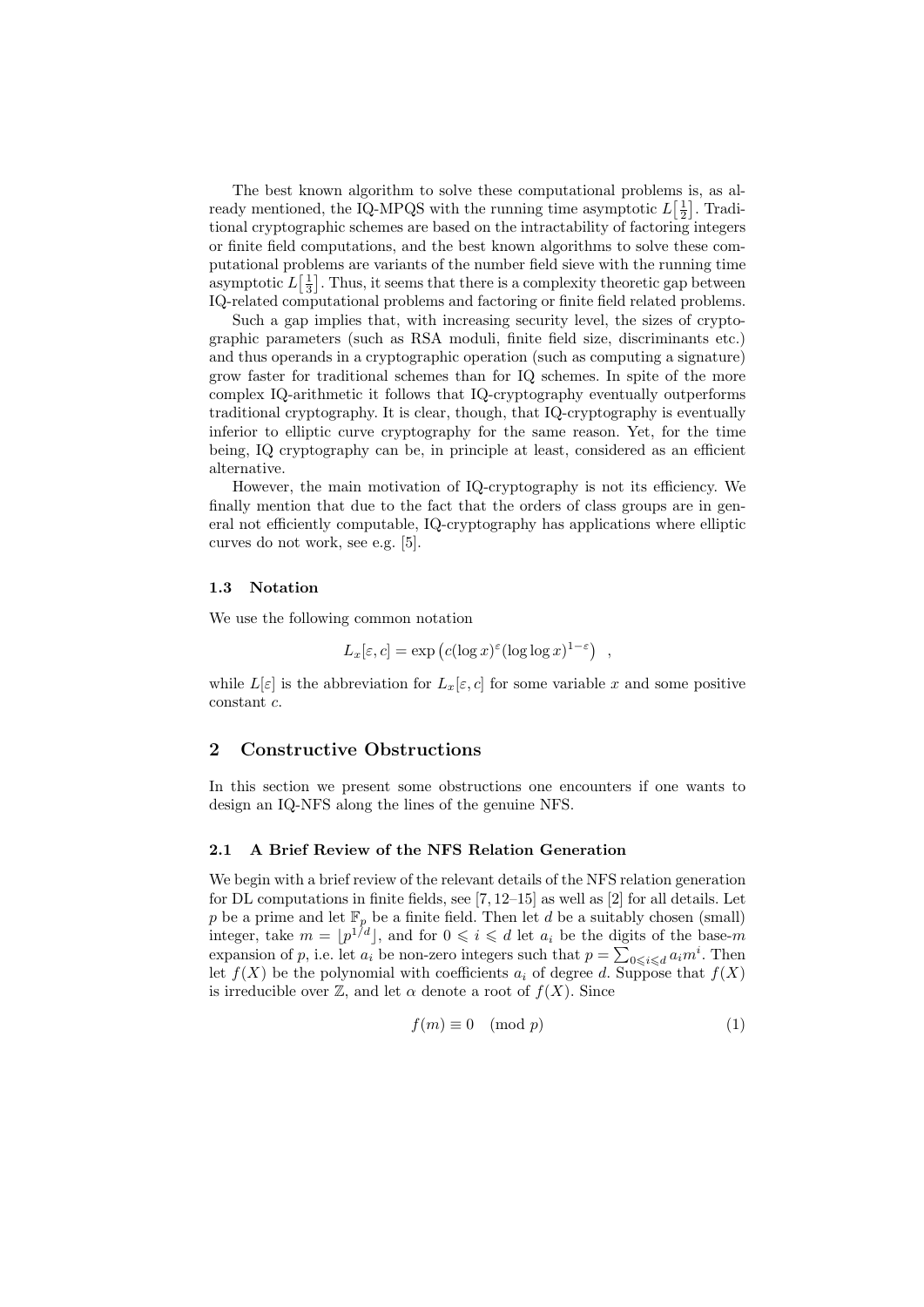The best known algorithm to solve these computational problems is, as already mentioned, the IQ-MPQS with the running time asymptotic $L\big[\frac{1}{2}\big]$. Traditional cryptographic schemes are based on the intractability of factoring integers or finite field computations, and the best known algorithms to solve these computational problems are variants of the number field sieve with the running time asymptotic $L\big[\frac{1}{3}\big]$. Thus, it seems that there is a complexity theoretic gap between IQ-related computational problems and factoring or finite field related problems.

Such a gap implies that, with increasing security level, the sizes of cryptographic parameters (such as RSA moduli, finite field size, discriminants etc.) and thus operands in a cryptographic operation (such as computing a signature) grow faster for traditional schemes than for IQ schemes. In spite of the more complex IQ-arithmetic it follows that IQ-cryptography eventually outperforms traditional cryptography. It is clear, though, that IQ-cryptography is eventually inferior to elliptic curve cryptography for the same reason. Yet, for the time being, IQ cryptography can be, in principle at least, considered as an efficient alternative.

However, the main motivation of IQ-cryptography is not its efficiency. We finally mention that due to the fact that the orders of class groups are in general not efficiently computable, IQ-cryptography has applications where elliptic curves do not work, see e.g. [5].

### 1.3 Notation

We use the following common notation

$$L_x[\varepsilon, c] = \exp\left(c(\log x)^{\varepsilon}(\log\log x)^{1-\varepsilon}\right) \quad ,$$

while $L[\varepsilon]$ is the abbreviation for $L_x[\varepsilon, c]$ for some variable $x$ and some positive constant $c$.

## 2 Constructive Obstructions

In this section we present some obstructions one encounters if one wants to design an IQ-NFS along the lines of the genuine NFS.

### 2.1 A Brief Review of the NFS Relation Generation

We begin with a brief review of the relevant details of the NFS relation generation for DL computations in finite fields, see [7, 12–15] as well as [2] for all details. Let $p$ be a prime and let $\mathbb{F}_p$ be a finite field. Then let $d$ be a suitably chosen (small) integer, take $m = \lfloor p^{1/d} \rfloor$, and for $0 \leqslant i \leqslant d$ let $a_i$ be the digits of the base-$m$ expansion of $p$, i.e. let $a_i$ be non-zero integers such that $p = \sum_{0 \leqslant i \leqslant d} a_i m^i$. Then let $f(X)$ be the polynomial with coefficients $a_i$ of degree $d$. Suppose that $f(X)$ is irreducible over $\mathbb{Z}$, and let $\alpha$ denote a root of $f(X)$. Since

$$f(m) \equiv 0 \pmod{p} \tag{1}$$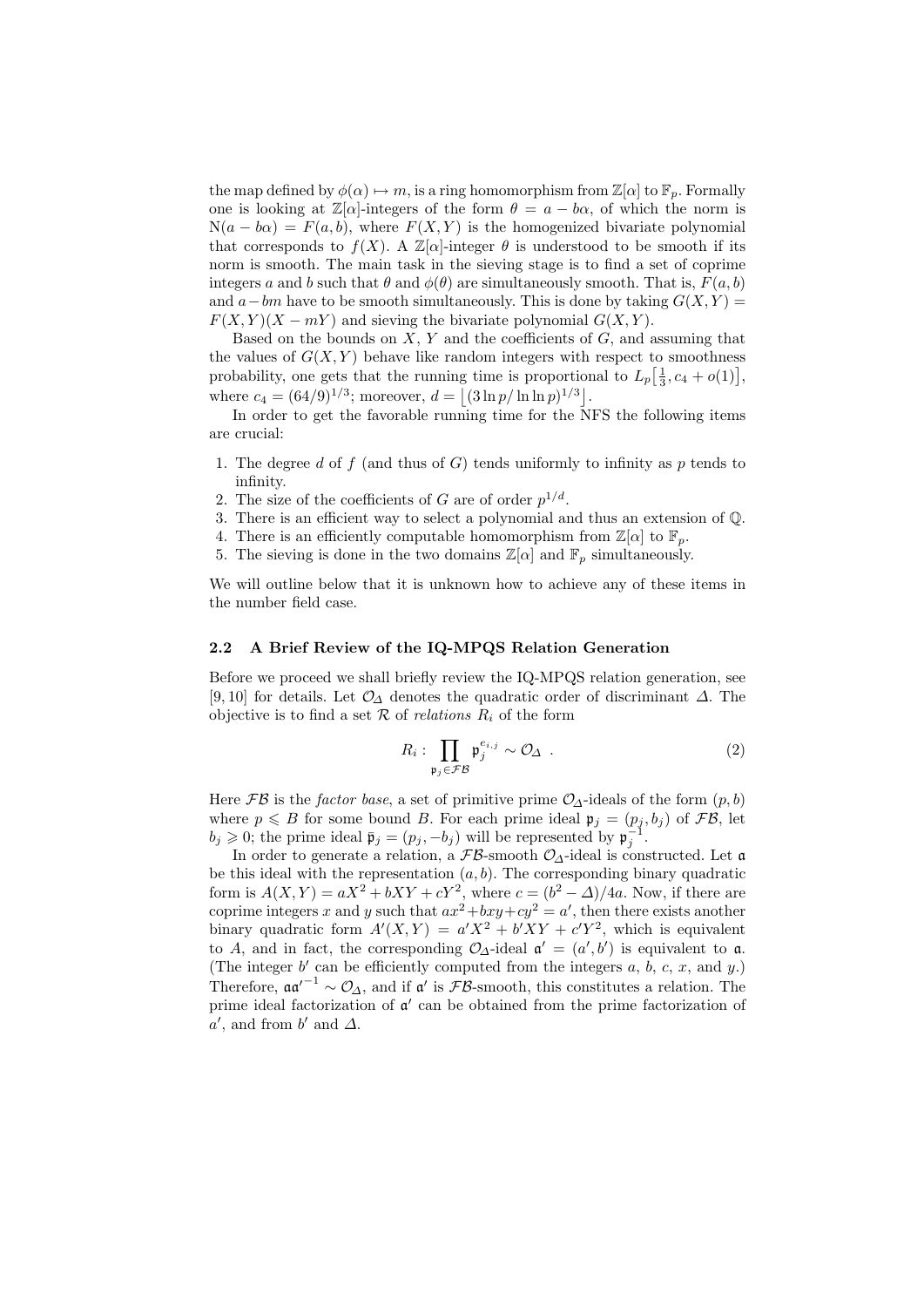the map defined by $\phi(\alpha) \mapsto m$, is a ring homomorphism from $\mathbb{Z}[\alpha]$ to $\mathbb{F}_p$. Formally one is looking at $\mathbb{Z}[\alpha]$-integers of the form $\theta = a - b\alpha$, of which the norm is $\mathrm{N}(a - b\alpha) = F(a, b)$, where $F(X, Y)$ is the homogenized bivariate polynomial that corresponds to $f(X)$. A $\mathbb{Z}[\alpha]$-integer $\theta$ is understood to be smooth if its norm is smooth. The main task in the sieving stage is to find a set of coprime integers $a$ and $b$ such that $\theta$ and $\phi(\theta)$ are simultaneously smooth. That is, $F(a, b)$ and $a - bm$ have to be smooth simultaneously. This is done by taking $G(X, Y) = F(X, Y)(X - mY)$ and sieving the bivariate polynomial $G(X, Y)$.

Based on the bounds on $X$, $Y$ and the coefficients of $G$, and assuming that the values of $G(X, Y)$ behave like random integers with respect to smoothness probability, one gets that the running time is proportional to $L_p\left[\frac{1}{3}, c_4 + o(1)\right]$, where $c_4 = (64/9)^{1/3}$; moreover, $d = \left\lfloor (3 \ln p / \ln \ln p)^{1/3} \right\rfloor$.

In order to get the favorable running time for the NFS the following items are crucial:

1. The degree $d$ of $f$ (and thus of $G$) tends uniformly to infinity as $p$ tends to infinity.
2. The size of the coefficients of $G$ are of order $p^{1/d}$.
3. There is an efficient way to select a polynomial and thus an extension of $\mathbb{Q}$.
4. There is an efficiently computable homomorphism from $\mathbb{Z}[\alpha]$ to $\mathbb{F}_p$.
5. The sieving is done in the two domains $\mathbb{Z}[\alpha]$ and $\mathbb{F}_p$ simultaneously.

We will outline below that it is unknown how to achieve any of these items in the number field case.

### 2.2 A Brief Review of the IQ-MPQS Relation Generation

Before we proceed we shall briefly review the IQ-MPQS relation generation, see [9, 10] for details. Let $\mathcal{O}_\Delta$ denotes the quadratic order of discriminant $\Delta$. The objective is to find a set $\mathcal{R}$ of *relations* $R_i$ of the form

$$R_i : \prod_{\mathfrak{p}_j \in \mathcal{FB}} \mathfrak{p}_j^{e_{i,j}} \sim \mathcal{O}_\Delta \ . \tag{2}$$

Here $\mathcal{FB}$ is the *factor base*, a set of primitive prime $\mathcal{O}_\Delta$-ideals of the form $(p, b)$ where $p \leqslant B$ for some bound $B$. For each prime ideal $\mathfrak{p}_j = (p_j, b_j)$ of $\mathcal{FB}$, let $b_j \geqslant 0$; the prime ideal $\bar{\mathfrak{p}}_j = (p_j, -b_j)$ will be represented by $\mathfrak{p}_j^{-1}$.

In order to generate a relation, a $\mathcal{FB}$-smooth $\mathcal{O}_\Delta$-ideal is constructed. Let $\mathfrak{a}$ be this ideal with the representation $(a, b)$. The corresponding binary quadratic form is $A(X, Y) = aX^2 + bXY + cY^2$, where $c = (b^2 - \Delta)/4a$. Now, if there are coprime integers $x$ and $y$ such that $ax^2 + bxy + cy^2 = a'$, then there exists another binary quadratic form $A'(X, Y) = a'X^2 + b'XY + c'Y^2$, which is equivalent to $A$, and in fact, the corresponding $\mathcal{O}_\Delta$-ideal $\mathfrak{a}' = (a', b')$ is equivalent to $\mathfrak{a}$. (The integer $b'$ can be efficiently computed from the integers $a$, $b$, $c$, $x$, and $y$.) Therefore, $\mathfrak{a}\mathfrak{a}'^{-1} \sim \mathcal{O}_\Delta$, and if $\mathfrak{a}'$ is $\mathcal{FB}$-smooth, this constitutes a relation. The prime ideal factorization of $\mathfrak{a}'$ can be obtained from the prime factorization of $a'$, and from $b'$ and $\Delta$.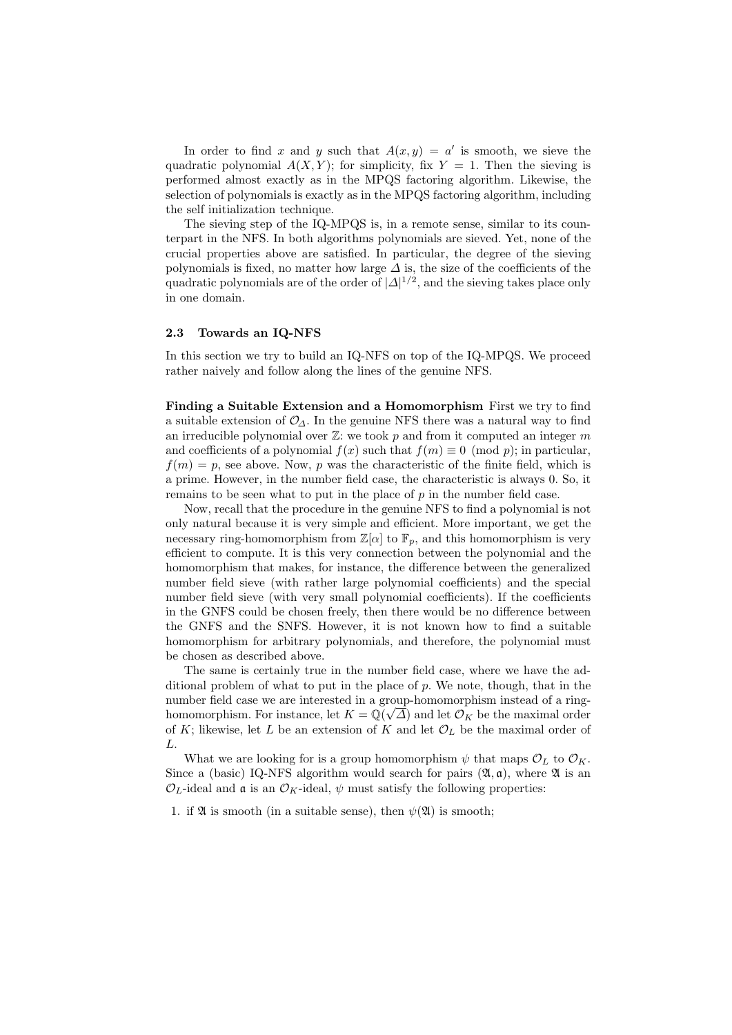In order to find $x$ and $y$ such that $A(x, y) = a'$ is smooth, we sieve the quadratic polynomial $A(X, Y)$; for simplicity, fix $Y = 1$. Then the sieving is performed almost exactly as in the MPQS factoring algorithm. Likewise, the selection of polynomials is exactly as in the MPQS factoring algorithm, including the self initialization technique.

The sieving step of the IQ-MPQS is, in a remote sense, similar to its counterpart in the NFS. In both algorithms polynomials are sieved. Yet, none of the crucial properties above are satisfied. In particular, the degree of the sieving polynomials is fixed, no matter how large $\Delta$ is, the size of the coefficients of the quadratic polynomials are of the order of $|\Delta|^{1/2}$, and the sieving takes place only in one domain.

### 2.3 Towards an IQ-NFS

In this section we try to build an IQ-NFS on top of the IQ-MPQS. We proceed rather naively and follow along the lines of the genuine NFS.

**Finding a Suitable Extension and a Homomorphism** First we try to find a suitable extension of $\mathcal{O}_\Delta$. In the genuine NFS there was a natural way to find an irreducible polynomial over $\mathbb{Z}$: we took $p$ and from it computed an integer $m$ and coefficients of a polynomial $f(x)$ such that $f(m) \equiv 0 \pmod{p}$; in particular, $f(m) = p$, see above. Now, $p$ was the characteristic of the finite field, which is a prime. However, in the number field case, the characteristic is always 0. So, it remains to be seen what to put in the place of $p$ in the number field case.

Now, recall that the procedure in the genuine NFS to find a polynomial is not only natural because it is very simple and efficient. More important, we get the necessary ring-homomorphism from $\mathbb{Z}[\alpha]$ to $\mathbb{F}_p$, and this homomorphism is very efficient to compute. It is this very connection between the polynomial and the homomorphism that makes, for instance, the difference between the generalized number field sieve (with rather large polynomial coefficients) and the special number field sieve (with very small polynomial coefficients). If the coefficients in the GNFS could be chosen freely, then there would be no difference between the GNFS and the SNFS. However, it is not known how to find a suitable homomorphism for arbitrary polynomials, and therefore, the polynomial must be chosen as described above.

The same is certainly true in the number field case, where we have the additional problem of what to put in the place of $p$. We note, though, that in the number field case we are interested in a group-homomorphism instead of a ring-homomorphism. For instance, let $K = \mathbb{Q}(\sqrt{\Delta})$ and let $\mathcal{O}_K$ be the maximal order of $K$; likewise, let $L$ be an extension of $K$ and let $\mathcal{O}_L$ be the maximal order of $L$.

What we are looking for is a group homomorphism $\psi$ that maps $\mathcal{O}_L$ to $\mathcal{O}_K$. Since a (basic) IQ-NFS algorithm would search for pairs $(\mathfrak{A}, \mathfrak{a})$, where $\mathfrak{A}$ is an $\mathcal{O}_L$-ideal and $\mathfrak{a}$ is an $\mathcal{O}_K$-ideal, $\psi$ must satisfy the following properties:

1. if $\mathfrak{A}$ is smooth (in a suitable sense), then $\psi(\mathfrak{A})$ is smooth;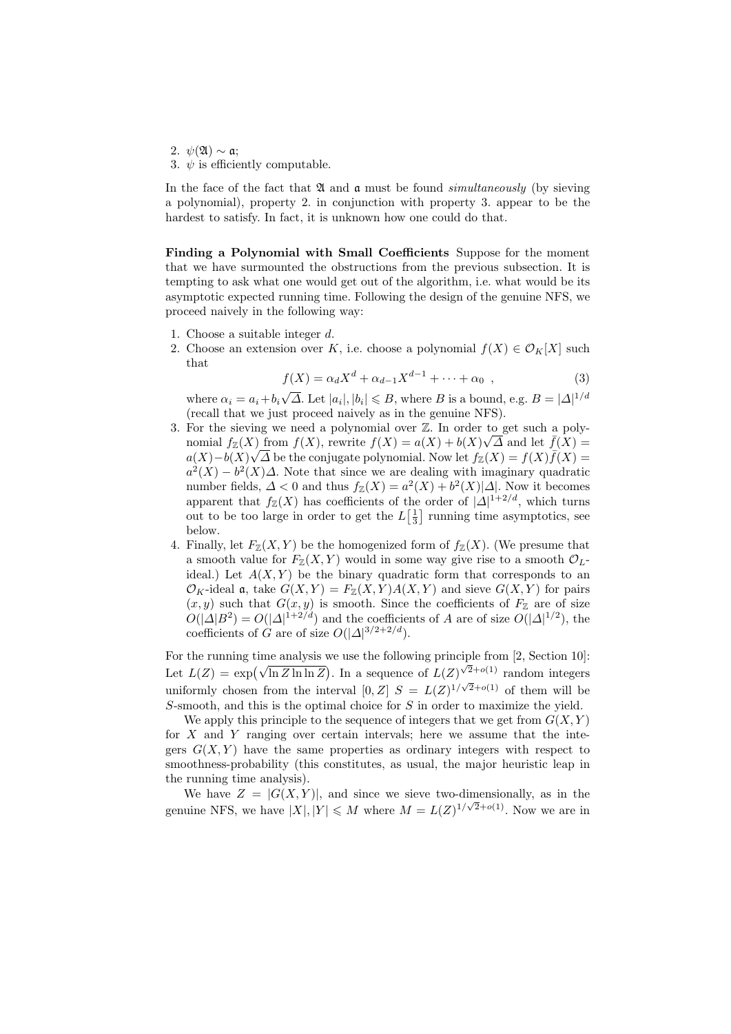2. $\psi(\mathfrak{A}) \sim \mathfrak{a}$;
3. $\psi$ is efficiently computable.

In the face of the fact that $\mathfrak{A}$ and $\mathfrak{a}$ must be found *simultaneously* (by sieving a polynomial), property 2. in conjunction with property 3. appear to be the hardest to satisfy. In fact, it is unknown how one could do that.

**Finding a Polynomial with Small Coefficients** Suppose for the moment that we have surmounted the obstructions from the previous subsection. It is tempting to ask what one would get out of the algorithm, i.e. what would be its asymptotic expected running time. Following the design of the genuine NFS, we proceed naively in the following way:

1. Choose a suitable integer $d$.
2. Choose an extension over $K$, i.e. choose a polynomial $f(X) \in \mathcal{O}_K[X]$ such that
$$f(X) = \alpha_d X^d + \alpha_{d-1} X^{d-1} + \cdots + \alpha_0 \ , \tag{3}$$
where $\alpha_i = a_i + b_i\sqrt{\Delta}$. Let $|a_i|, |b_i| \leqslant B$, where $B$ is a bound, e.g. $B = |\Delta|^{1/d}$ (recall that we just proceed naively as in the genuine NFS).
3. For the sieving we need a polynomial over $\mathbb{Z}$. In order to get such a polynomial $f_{\mathbb{Z}}(X)$ from $f(X)$, rewrite $f(X) = a(X) + b(X)\sqrt{\Delta}$ and let $\bar{f}(X) = a(X) - b(X)\sqrt{\Delta}$ be the conjugate polynomial. Now let $f_{\mathbb{Z}}(X) = f(X)\bar{f}(X) = a^2(X) - b^2(X)\Delta$. Note that since we are dealing with imaginary quadratic number fields, $\Delta < 0$ and thus $f_{\mathbb{Z}}(X) = a^2(X) + b^2(X)|\Delta|$. Now it becomes apparent that $f_{\mathbb{Z}}(X)$ has coefficients of the order of $|\Delta|^{1+2/d}$, which turns out to be too large in order to get the $L\left[\frac{1}{3}\right]$ running time asymptotics, see below.
4. Finally, let $F_{\mathbb{Z}}(X, Y)$ be the homogenized form of $f_{\mathbb{Z}}(X)$. (We presume that a smooth value for $F_{\mathbb{Z}}(X, Y)$ would in some way give rise to a smooth $\mathcal{O}_L$-ideal.) Let $A(X, Y)$ be the binary quadratic form that corresponds to an $\mathcal{O}_K$-ideal $\mathfrak{a}$, take $G(X, Y) = F_{\mathbb{Z}}(X, Y)A(X, Y)$ and sieve $G(X, Y)$ for pairs $(x, y)$ such that $G(x, y)$ is smooth. Since the coefficients of $F_{\mathbb{Z}}$ are of size $O(|\Delta|B^2) = O(|\Delta|^{1+2/d})$ and the coefficients of $A$ are of size $O(|\Delta|^{1/2})$, the coefficients of $G$ are of size $O(|\Delta|^{3/2+2/d})$.

For the running time analysis we use the following principle from [2, Section 10]: Let $L(Z) = \exp\left(\sqrt{\ln Z \ln \ln Z}\right)$. In a sequence of $L(Z)^{\sqrt{2}+o(1)}$ random integers uniformly chosen from the interval $[0, Z]$ $S = L(Z)^{1/\sqrt{2}+o(1)}$ of them will be $S$-smooth, and this is the optimal choice for $S$ in order to maximize the yield.

We apply this principle to the sequence of integers that we get from $G(X, Y)$ for $X$ and $Y$ ranging over certain intervals; here we assume that the integers $G(X, Y)$ have the same properties as ordinary integers with respect to smoothness-probability (this constitutes, as usual, the major heuristic leap in the running time analysis).

We have $Z = |G(X, Y)|$, and since we sieve two-dimensionally, as in the genuine NFS, we have $|X|, |Y| \leqslant M$ where $M = L(Z)^{1/\sqrt{2}+o(1)}$. Now we are in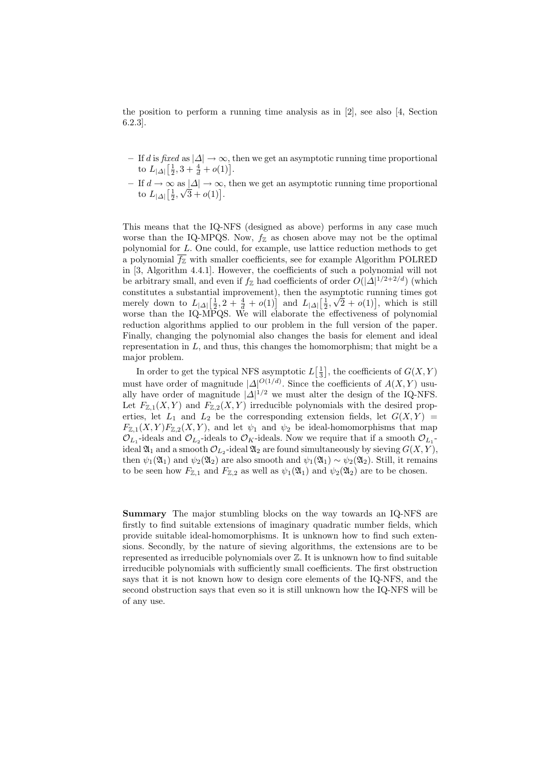the position to perform a running time analysis as in [2], see also [4, Section 6.2.3].

- If $d$ is *fixed* as $|\Delta| \to \infty$, then we get an asymptotic running time proportional to $L_{|\Delta|}\left[\frac{1}{2}, 3 + \frac{4}{d} + o(1)\right]$.
- If $d \to \infty$ as $|\Delta| \to \infty$, then we get an asymptotic running time proportional to $L_{|\Delta|}\left[\frac{1}{2}, \sqrt{3} + o(1)\right]$.

This means that the IQ-NFS (designed as above) performs in any case much worse than the IQ-MPQS. Now, $f_{\mathbb{Z}}$ as chosen above may not be the optimal polynomial for $L$. One could, for example, use lattice reduction methods to get a polynomial $\overline{f_{\mathbb{Z}}}$ with smaller coefficients, see for example Algorithm POLRED in [3, Algorithm 4.4.1]. However, the coefficients of such a polynomial will not be arbitrary small, and even if $f_{\mathbb{Z}}$ had coefficients of order $O(|\Delta|^{1/2+2/d})$ (which constitutes a substantial improvement), then the asymptotic running times got merely down to $L_{|\Delta|}\left[\frac{1}{2}, 2 + \frac{4}{d} + o(1)\right]$ and $L_{|\Delta|}\left[\frac{1}{2}, \sqrt{2} + o(1)\right]$, which is still worse than the IQ-MPQS. We will elaborate the effectiveness of polynomial reduction algorithms applied to our problem in the full version of the paper. Finally, changing the polynomial also changes the basis for element and ideal representation in $L$, and thus, this changes the homomorphism; that might be a major problem.

In order to get the typical NFS asymptotic $L\left[\frac{1}{3}\right]$, the coefficients of $G(X,Y)$ must have order of magnitude $|\Delta|^{O(1/d)}$. Since the coefficients of $A(X,Y)$ usually have order of magnitude $|\Delta|^{1/2}$ we must alter the design of the IQ-NFS. Let $F_{\mathbb{Z},1}(X,Y)$ and $F_{\mathbb{Z},2}(X,Y)$ irreducible polynomials with the desired properties, let $L_1$ and $L_2$ be the corresponding extension fields, let $G(X,Y) = F_{\mathbb{Z},1}(X,Y)F_{\mathbb{Z},2}(X,Y)$, and let $\psi_1$ and $\psi_2$ be ideal-homomorphisms that map $\mathcal{O}_{L_1}$-ideals and $\mathcal{O}_{L_2}$-ideals to $\mathcal{O}_K$-ideals. Now we require that if a smooth $\mathcal{O}_{L_1}$-ideal $\mathfrak{A}_1$ and a smooth $\mathcal{O}_{L_2}$-ideal $\mathfrak{A}_2$ are found simultaneously by sieving $G(X,Y)$, then $\psi_1(\mathfrak{A}_1)$ and $\psi_2(\mathfrak{A}_2)$ are also smooth and $\psi_1(\mathfrak{A}_1) \sim \psi_2(\mathfrak{A}_2)$. Still, it remains to be seen how $F_{\mathbb{Z},1}$ and $F_{\mathbb{Z},2}$ as well as $\psi_1(\mathfrak{A}_1)$ and $\psi_2(\mathfrak{A}_2)$ are to be chosen.

**Summary** The major stumbling blocks on the way towards an IQ-NFS are firstly to find suitable extensions of imaginary quadratic number fields, which provide suitable ideal-homomorphisms. It is unknown how to find such extensions. Secondly, by the nature of sieving algorithms, the extensions are to be represented as irreducible polynomials over $\mathbb{Z}$. It is unknown how to find suitable irreducible polynomials with sufficiently small coefficients. The first obstruction says that it is not known how to design core elements of the IQ-NFS, and the second obstruction says that even so it is still unknown how the IQ-NFS will be of any use.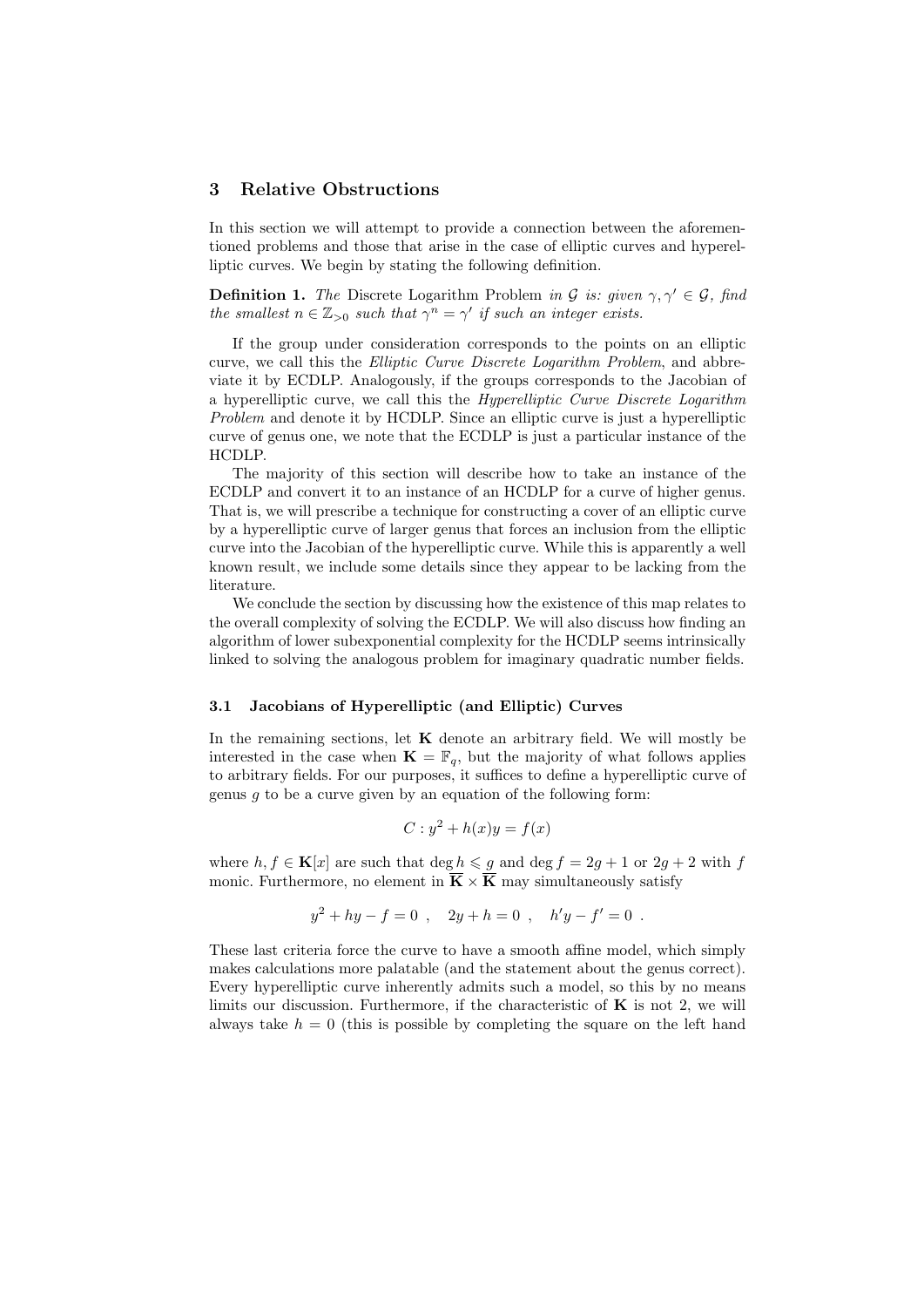## 3 Relative Obstructions

In this section we will attempt to provide a connection between the aforementioned problems and those that arise in the case of elliptic curves and hyperelliptic curves. We begin by stating the following definition.

**Definition 1.** *The* Discrete Logarithm Problem *in $\mathcal{G}$ is: given $\gamma, \gamma' \in \mathcal{G}$, find the smallest $n \in \mathbb{Z}_{>0}$ such that $\gamma^n = \gamma'$ if such an integer exists.*

If the group under consideration corresponds to the points on an elliptic curve, we call this the *Elliptic Curve Discrete Logarithm Problem*, and abbreviate it by ECDLP. Analogously, if the groups corresponds to the Jacobian of a hyperelliptic curve, we call this the *Hyperelliptic Curve Discrete Logarithm Problem* and denote it by HCDLP. Since an elliptic curve is just a hyperelliptic curve of genus one, we note that the ECDLP is just a particular instance of the HCDLP.

The majority of this section will describe how to take an instance of the ECDLP and convert it to an instance of an HCDLP for a curve of higher genus. That is, we will prescribe a technique for constructing a cover of an elliptic curve by a hyperelliptic curve of larger genus that forces an inclusion from the elliptic curve into the Jacobian of the hyperelliptic curve. While this is apparently a well known result, we include some details since they appear to be lacking from the literature.

We conclude the section by discussing how the existence of this map relates to the overall complexity of solving the ECDLP. We will also discuss how finding an algorithm of lower subexponential complexity for the HCDLP seems intrinsically linked to solving the analogous problem for imaginary quadratic number fields.

### 3.1 Jacobians of Hyperelliptic (and Elliptic) Curves

In the remaining sections, let $\mathbf{K}$ denote an arbitrary field. We will mostly be interested in the case when $\mathbf{K} = \mathbb{F}_q$, but the majority of what follows applies to arbitrary fields. For our purposes, it suffices to define a hyperelliptic curve of genus $g$ to be a curve given by an equation of the following form:

$$C : y^2 + h(x)y = f(x)$$

where $h, f \in \mathbf{K}[x]$ are such that $\deg h \leqslant g$ and $\deg f = 2g + 1$ or $2g + 2$ with $f$ monic. Furthermore, no element in $\overline{\mathbf{K}} \times \overline{\mathbf{K}}$ may simultaneously satisfy

$$y^2 + hy - f = 0 \ , \quad 2y + h = 0 \ , \quad h'y - f' = 0 \ .$$

These last criteria force the curve to have a smooth affine model, which simply makes calculations more palatable (and the statement about the genus correct). Every hyperelliptic curve inherently admits such a model, so this by no means limits our discussion. Furthermore, if the characteristic of $\mathbf{K}$ is not 2, we will always take $h = 0$ (this is possible by completing the square on the left hand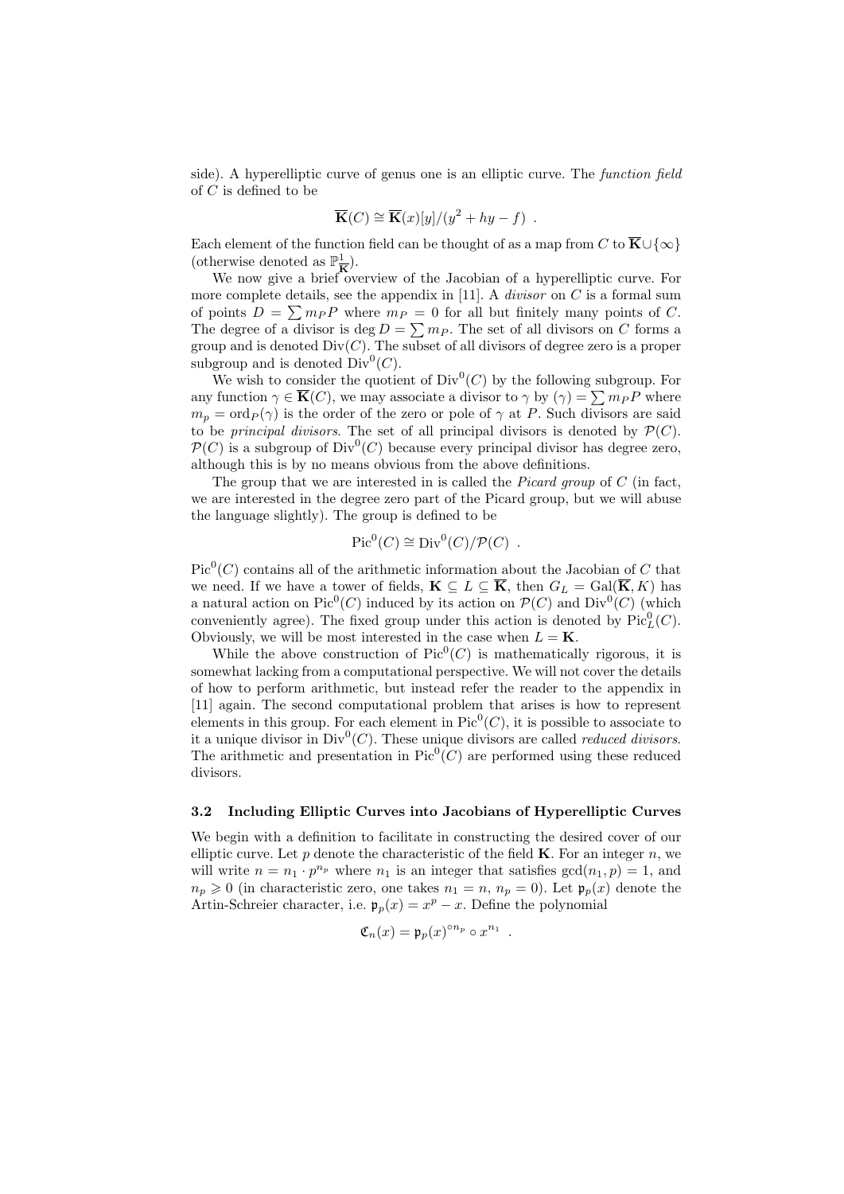side). A hyperelliptic curve of genus one is an elliptic curve. The *function field* of $C$ is defined to be

$$\overline{\mathbf{K}}(C) \cong \overline{\mathbf{K}}(x)[y]/(y^2 + hy - f) \ .$$

Each element of the function field can be thought of as a map from $C$ to $\overline{\mathbf{K}} \cup \{\infty\}$ (otherwise denoted as $\mathbb{P}^1_{\overline{\mathbf{K}}}$).

We now give a brief overview of the Jacobian of a hyperelliptic curve. For more complete details, see the appendix in [11]. A *divisor* on $C$ is a formal sum of points $D = \sum m_P P$ where $m_P = 0$ for all but finitely many points of $C$. The degree of a divisor is $\deg D = \sum m_P$. The set of all divisors on $C$ forms a group and is denoted $\mathrm{Div}(C)$. The subset of all divisors of degree zero is a proper subgroup and is denoted $\mathrm{Div}^0(C)$.

We wish to consider the quotient of $\mathrm{Div}^0(C)$ by the following subgroup. For any function $\gamma \in \overline{\mathbf{K}}(C)$, we may associate a divisor to $\gamma$ by $(\gamma) = \sum m_P P$ where $m_p = \mathrm{ord}_P(\gamma)$ is the order of the zero or pole of $\gamma$ at $P$. Such divisors are said to be *principal divisors*. The set of all principal divisors is denoted by $\mathcal{P}(C)$. $\mathcal{P}(C)$ is a subgroup of $\mathrm{Div}^0(C)$ because every principal divisor has degree zero, although this is by no means obvious from the above definitions.

The group that we are interested in is called the *Picard group* of $C$ (in fact, we are interested in the degree zero part of the Picard group, but we will abuse the language slightly). The group is defined to be

$$\mathrm{Pic}^0(C) \cong \mathrm{Div}^0(C)/\mathcal{P}(C) \ .$$

$\mathrm{Pic}^0(C)$ contains all of the arithmetic information about the Jacobian of $C$ that we need. If we have a tower of fields, $\mathbf{K} \subseteq L \subseteq \overline{\mathbf{K}}$, then $G_L = \mathrm{Gal}(\overline{\mathbf{K}}, K)$ has a natural action on $\mathrm{Pic}^0(C)$ induced by its action on $\mathcal{P}(C)$ and $\mathrm{Div}^0(C)$ (which conveniently agree). The fixed group under this action is denoted by $\mathrm{Pic}^0_L(C)$. Obviously, we will be most interested in the case when $L = \mathbf{K}$.

While the above construction of $\mathrm{Pic}^0(C)$ is mathematically rigorous, it is somewhat lacking from a computational perspective. We will not cover the details of how to perform arithmetic, but instead refer the reader to the appendix in [11] again. The second computational problem that arises is how to represent elements in this group. For each element in $\mathrm{Pic}^0(C)$, it is possible to associate to it a unique divisor in $\mathrm{Div}^0(C)$. These unique divisors are called *reduced divisors*. The arithmetic and presentation in $\mathrm{Pic}^0(C)$ are performed using these reduced divisors.

### 3.2 Including Elliptic Curves into Jacobians of Hyperelliptic Curves

We begin with a definition to facilitate in constructing the desired cover of our elliptic curve. Let $p$ denote the characteristic of the field $\mathbf{K}$. For an integer $n$, we will write $n = n_1 \cdot p^{n_p}$ where $n_1$ is an integer that satisfies $\gcd(n_1, p) = 1$, and $n_p \geqslant 0$ (in characteristic zero, one takes $n_1 = n$, $n_p = 0$). Let $\mathfrak{p}_p(x)$ denote the Artin-Schreier character, i.e. $\mathfrak{p}_p(x) = x^p - x$. Define the polynomial

$$\mathfrak{C}_n(x) = \mathfrak{p}_p(x)^{\circ n_p} \circ x^{n_1} \ .$$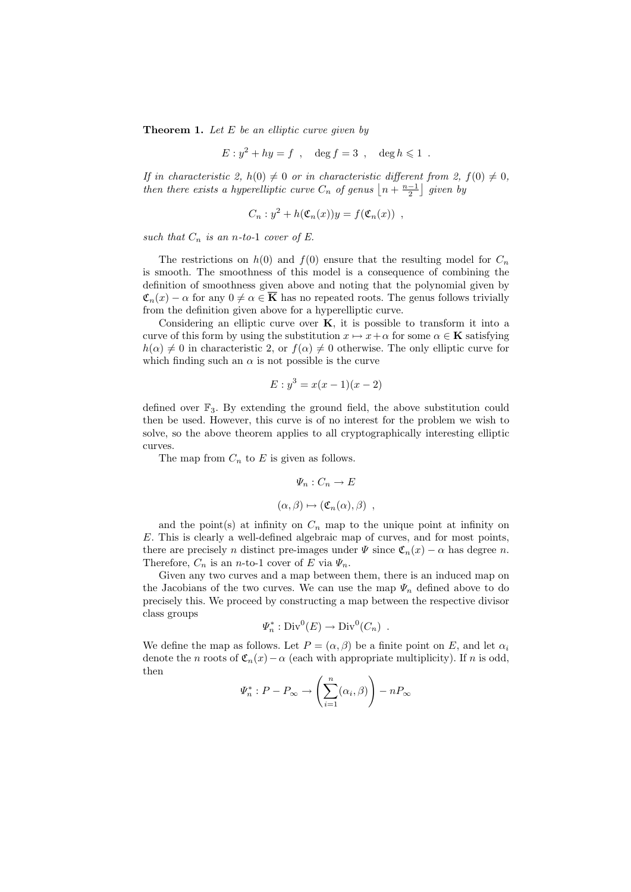**Theorem 1.** *Let $E$ be an elliptic curve given by*

$$E : y^2 + hy = f \ , \quad \deg f = 3 \ , \quad \deg h \leqslant 1 \ .$$

*If in characteristic 2, $h(0) \neq 0$ or in characteristic different from 2, $f(0) \neq 0$, then there exists a hyperelliptic curve $C_n$ of genus $\left\lfloor n + \frac{n-1}{2} \right\rfloor$ given by*

$$C_n : y^2 + h(\mathfrak{C}_n(x))y = f(\mathfrak{C}_n(x)) \ ,$$

*such that $C_n$ is an $n$-to-1 cover of $E$.*

The restrictions on $h(0)$ and $f(0)$ ensure that the resulting model for $C_n$ is smooth. The smoothness of this model is a consequence of combining the definition of smoothness given above and noting that the polynomial given by $\mathfrak{C}_n(x) - \alpha$ for any $0 \neq \alpha \in \overline{\mathbf{K}}$ has no repeated roots. The genus follows trivially from the definition given above for a hyperelliptic curve.

Considering an elliptic curve over $\mathbf{K}$, it is possible to transform it into a curve of this form by using the substitution $x \mapsto x + \alpha$ for some $\alpha \in \mathbf{K}$ satisfying $h(\alpha) \neq 0$ in characteristic 2, or $f(\alpha) \neq 0$ otherwise. The only elliptic curve for which finding such an $\alpha$ is not possible is the curve

$$E : y^3 = x(x-1)(x-2)$$

defined over $\mathbb{F}_3$. By extending the ground field, the above substitution could then be used. However, this curve is of no interest for the problem we wish to solve, so the above theorem applies to all cryptographically interesting elliptic curves.

The map from $C_n$ to $E$ is given as follows.

$$\Psi_n : C_n \to E$$

$$(\alpha, \beta) \mapsto (\mathfrak{C}_n(\alpha), \beta) \ ,$$

and the point(s) at infinity on $C_n$ map to the unique point at infinity on $E$. This is clearly a well-defined algebraic map of curves, and for most points, there are precisely $n$ distinct pre-images under $\Psi$ since $\mathfrak{C}_n(x) - \alpha$ has degree $n$. Therefore, $C_n$ is an $n$-to-1 cover of $E$ via $\Psi_n$.

Given any two curves and a map between them, there is an induced map on the Jacobians of the two curves. We can use the map $\Psi_n$ defined above to do precisely this. We proceed by constructing a map between the respective divisor class groups

$$\Psi_n^* : \mathrm{Div}^0(E) \to \mathrm{Div}^0(C_n) \ .$$

We define the map as follows. Let $P = (\alpha, \beta)$ be a finite point on $E$, and let $\alpha_i$ denote the $n$ roots of $\mathfrak{C}_n(x) - \alpha$ (each with appropriate multiplicity). If $n$ is odd, then

$$\Psi_n^* : P - P_\infty \to \left( \sum_{i=1}^{n} (\alpha_i, \beta) \right) - nP_\infty$$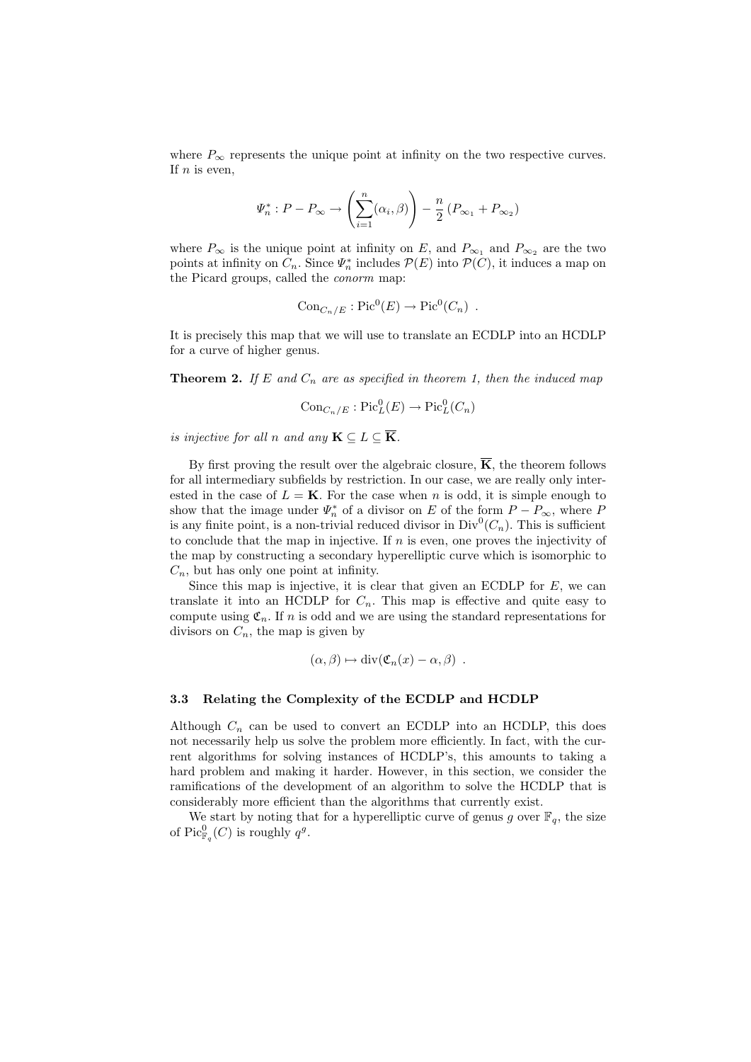where $P_\infty$ represents the unique point at infinity on the two respective curves. If $n$ is even,

$$\Psi_n^* : P - P_\infty \to \left( \sum_{i=1}^{n} (\alpha_i, \beta) \right) - \frac{n}{2} \left( P_{\infty_1} + P_{\infty_2} \right)$$

where $P_\infty$ is the unique point at infinity on $E$, and $P_{\infty_1}$ and $P_{\infty_2}$ are the two points at infinity on $C_n$. Since $\Psi_n^*$ includes $\mathcal{P}(E)$ into $\mathcal{P}(C)$, it induces a map on the Picard groups, called the *conorm* map:

$$\mathrm{Con}_{C_n/E} : \mathrm{Pic}^0(E) \to \mathrm{Pic}^0(C_n) \ .$$

It is precisely this map that we will use to translate an ECDLP into an HCDLP for a curve of higher genus.

**Theorem 2.** *If $E$ and $C_n$ are as specified in theorem 1, then the induced map*

$$\mathrm{Con}_{C_n/E} : \mathrm{Pic}^0_L(E) \to \mathrm{Pic}^0_L(C_n)$$

*is injective for all $n$ and any $\mathbf{K} \subseteq L \subseteq \overline{\mathbf{K}}$.*

By first proving the result over the algebraic closure, $\overline{\mathbf{K}}$, the theorem follows for all intermediary subfields by restriction. In our case, we are really only interested in the case of $L = \mathbf{K}$. For the case when $n$ is odd, it is simple enough to show that the image under $\Psi_n^*$ of a divisor on $E$ of the form $P - P_\infty$, where $P$ is any finite point, is a non-trivial reduced divisor in $\mathrm{Div}^0(C_n)$. This is sufficient to conclude that the map in injective. If $n$ is even, one proves the injectivity of the map by constructing a secondary hyperelliptic curve which is isomorphic to $C_n$, but has only one point at infinity.

Since this map is injective, it is clear that given an ECDLP for $E$, we can translate it into an HCDLP for $C_n$. This map is effective and quite easy to compute using $\mathfrak{C}_n$. If $n$ is odd and we are using the standard representations for divisors on $C_n$, the map is given by

$$(\alpha, \beta) \mapsto \mathrm{div}(\mathfrak{C}_n(x) - \alpha, \beta) \ .$$

### 3.3 Relating the Complexity of the ECDLP and HCDLP

Although $C_n$ can be used to convert an ECDLP into an HCDLP, this does not necessarily help us solve the problem more efficiently. In fact, with the current algorithms for solving instances of HCDLP's, this amounts to taking a hard problem and making it harder. However, in this section, we consider the ramifications of the development of an algorithm to solve the HCDLP that is considerably more efficient than the algorithms that currently exist.

We start by noting that for a hyperelliptic curve of genus $g$ over $\mathbb{F}_q$, the size of $\mathrm{Pic}^0_{\mathbb{F}_q}(C)$ is roughly $q^g$.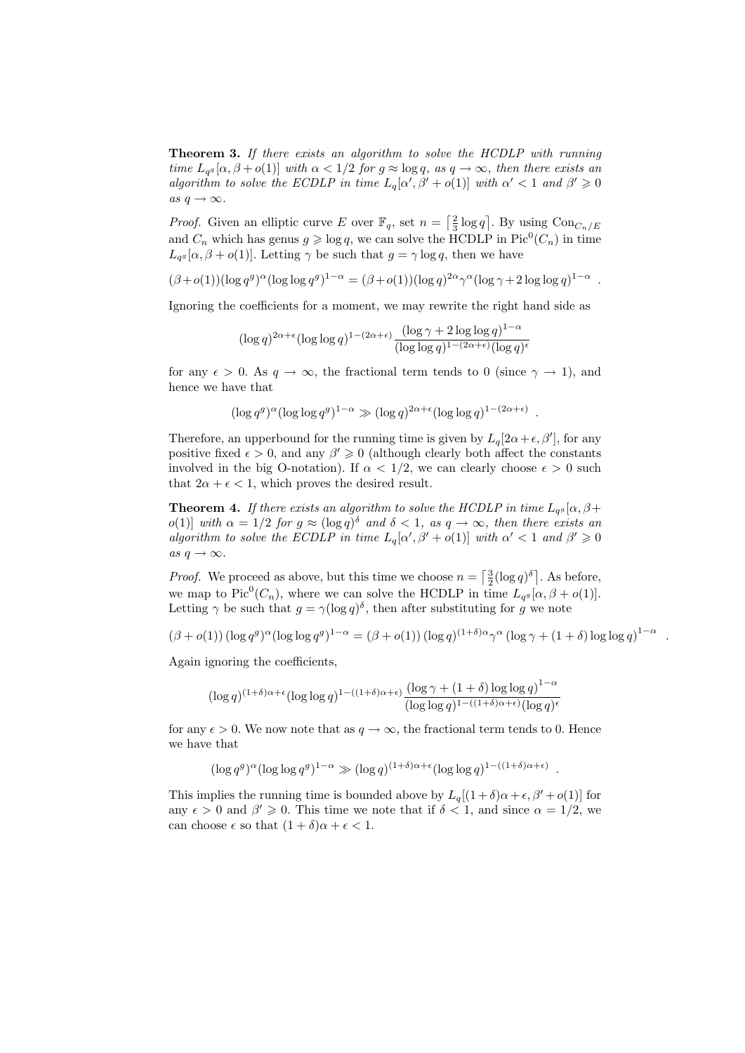**Theorem 3.** *If there exists an algorithm to solve the HCDLP with running time $L_{q^g}[\alpha, \beta + o(1)]$ with $\alpha < 1/2$ for $g \approx \log q$, as $q \to \infty$, then there exists an algorithm to solve the ECDLP in time $L_q[\alpha', \beta' + o(1)]$ with $\alpha' < 1$ and $\beta' \geqslant 0$ as $q \to \infty$.*

*Proof.* Given an elliptic curve $E$ over $\mathbb{F}_q$, set $n = \left\lceil \frac{2}{3} \log q \right\rceil$. By using $\mathrm{Con}_{C_n/E}$ and $C_n$ which has genus $g \geqslant \log q$, we can solve the HCDLP in $\mathrm{Pic}^0(C_n)$ in time $L_{q^g}[\alpha, \beta + o(1)]$. Letting $\gamma$ be such that $g = \gamma \log q$, then we have

$$(\beta + o(1))(\log q^g)^{\alpha}(\log\log q^g)^{1-\alpha} = (\beta + o(1))(\log q)^{2\alpha}\gamma^{\alpha}(\log \gamma + 2\log\log q)^{1-\alpha} \ .$$

Ignoring the coefficients for a moment, we may rewrite the right hand side as

$$(\log q)^{2\alpha+\epsilon}(\log\log q)^{1-(2\alpha+\epsilon)} \frac{(\log \gamma + 2\log\log q)^{1-\alpha}}{(\log\log q)^{1-(2\alpha+\epsilon)}(\log q)^{\epsilon}}$$

for any $\epsilon > 0$. As $q \to \infty$, the fractional term tends to 0 (since $\gamma \to 1$), and hence we have that

$$(\log q^g)^{\alpha}(\log\log q^g)^{1-\alpha} \gg (\log q)^{2\alpha+\epsilon}(\log\log q)^{1-(2\alpha+\epsilon)} \ .$$

Therefore, an upperbound for the running time is given by $L_q[2\alpha + \epsilon, \beta']$, for any positive fixed $\epsilon > 0$, and any $\beta' \geqslant 0$ (although clearly both affect the constants involved in the big O-notation). If $\alpha < 1/2$, we can clearly choose $\epsilon > 0$ such that $2\alpha + \epsilon < 1$, which proves the desired result.

**Theorem 4.** *If there exists an algorithm to solve the HCDLP in time $L_{q^g}[\alpha, \beta + o(1)]$ with $\alpha = 1/2$ for $g \approx (\log q)^{\delta}$ and $\delta < 1$, as $q \to \infty$, then there exists an algorithm to solve the ECDLP in time $L_q[\alpha', \beta' + o(1)]$ with $\alpha' < 1$ and $\beta' \geqslant 0$ as $q \to \infty$.*

*Proof.* We proceed as above, but this time we choose $n = \left\lceil \frac{3}{2}(\log q)^{\delta} \right\rceil$. As before, we map to $\mathrm{Pic}^0(C_n)$, where we can solve the HCDLP in time $L_{q^g}[\alpha, \beta + o(1)]$. Letting $\gamma$ be such that $g = \gamma(\log q)^{\delta}$, then after substituting for $g$ we note

$$(\beta + o(1))\,(\log q^g)^{\alpha}(\log\log q^g)^{1-\alpha} = (\beta + o(1))\,(\log q)^{(1+\delta)\alpha}\gamma^{\alpha}\left(\log \gamma + (1+\delta)\log\log q\right)^{1-\alpha} \ .$$

Again ignoring the coefficients,

$$(\log q)^{(1+\delta)\alpha+\epsilon}(\log\log q)^{1-((1+\delta)\alpha+\epsilon)} \frac{\left(\log \gamma + (1+\delta)\log\log q\right)^{1-\alpha}}{(\log\log q)^{1-((1+\delta)\alpha+\epsilon)}(\log q)^{\epsilon}}$$

for any $\epsilon > 0$. We now note that as $q \to \infty$, the fractional term tends to 0. Hence we have that

$$(\log q^g)^{\alpha}(\log\log q^g)^{1-\alpha} \gg (\log q)^{(1+\delta)\alpha+\epsilon}(\log\log q)^{1-((1+\delta)\alpha+\epsilon)} \ .$$

This implies the running time is bounded above by $L_q[(1+\delta)\alpha + \epsilon, \beta' + o(1)]$ for any $\epsilon > 0$ and $\beta' \geqslant 0$. This time we note that if $\delta < 1$, and since $\alpha = 1/2$, we can choose $\epsilon$ so that $(1+\delta)\alpha + \epsilon < 1$.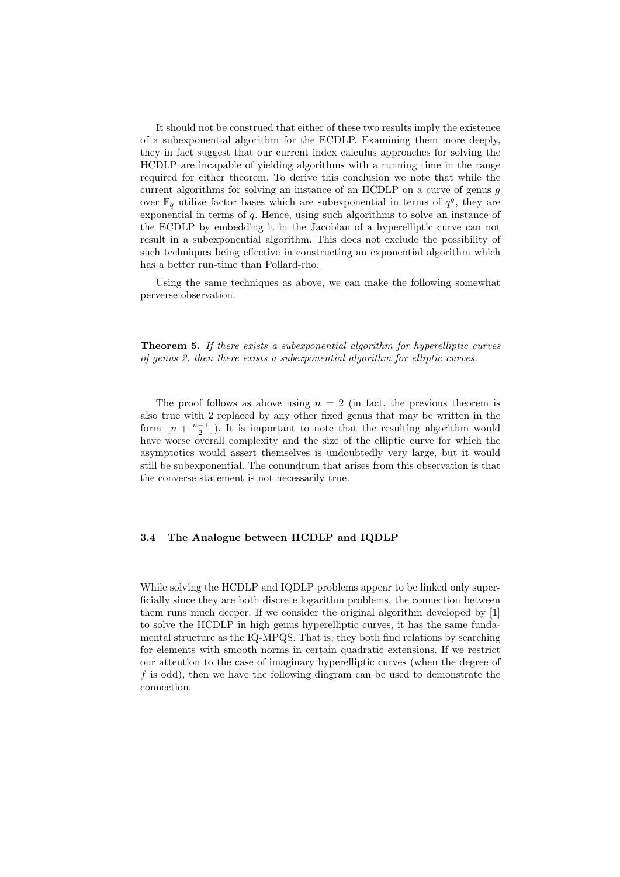It should not be construed that either of these two results imply the existence of a subexponential algorithm for the ECDLP. Examining them more deeply, they in fact suggest that our current index calculus approaches for solving the HCDLP are incapable of yielding algorithms with a running time in the range required for either theorem. To derive this conclusion we note that while the current algorithms for solving an instance of an HCDLP on a curve of genus $g$ over $\mathbb{F}_q$ utilize factor bases which are subexponential in terms of $q^g$, they are exponential in terms of $q$. Hence, using such algorithms to solve an instance of the ECDLP by embedding it in the Jacobian of a hyperelliptic curve can not result in a subexponential algorithm. This does not exclude the possibility of such techniques being effective in constructing an exponential algorithm which has a better run-time than Pollard-rho.

Using the same techniques as above, we can make the following somewhat perverse observation.

**Theorem 5.** *If there exists a subexponential algorithm for hyperelliptic curves of genus 2, then there exists a subexponential algorithm for elliptic curves.*

The proof follows as above using $n = 2$ (in fact, the previous theorem is also true with 2 replaced by any other fixed genus that may be written in the form $\lfloor n + \frac{n-1}{2} \rfloor$). It is important to note that the resulting algorithm would have worse overall complexity and the size of the elliptic curve for which the asymptotics would assert themselves is undoubtedly very large, but it would still be subexponential. The conundrum that arises from this observation is that the converse statement is not necessarily true.

### 3.4 The Analogue between HCDLP and IQDLP

While solving the HCDLP and IQDLP problems appear to be linked only superficially since they are both discrete logarithm problems, the connection between them runs much deeper. If we consider the original algorithm developed by [1] to solve the HCDLP in high genus hyperelliptic curves, it has the same fundamental structure as the IQ-MPQS. That is, they both find relations by searching for elements with smooth norms in certain quadratic extensions. If we restrict our attention to the case of imaginary hyperelliptic curves (when the degree of $f$ is odd), then we have the following diagram can be used to demonstrate the connection.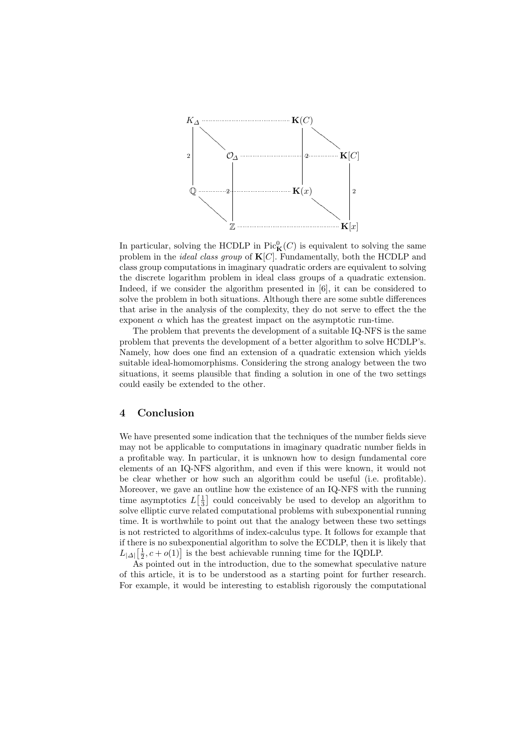$$
\begin{array}{ccccccc}
K_\Delta & & \cdots\cdots\cdots\cdots & & \mathbf{K}(C) & & \\
{\scriptstyle 2}\Big| & \diagdown & & & \Big| & \diagdown & \\
 & & \mathcal{O}_\Delta & \cdots\cdots\cdots {\scriptstyle 2} \cdots\cdots\cdots & & & \mathbf{K}[C] \\
\mathbb{Q} & \cdots {\scriptstyle 2} \cdots & \Big| & \cdots\cdots\cdots & \mathbf{K}(x) & & \Big|{\scriptstyle 2} \\
 & \diagdown & & & & \diagdown & \\
 & & \mathbb{Z} & \cdots\cdots\cdots\cdots\cdots\cdots & & & \mathbf{K}[x]
\end{array}
$$

In particular, solving the HCDLP in $\mathrm{Pic}^0_{\mathbf{K}}(C)$ is equivalent to solving the same problem in the *ideal class group* of $\mathbf{K}[C]$. Fundamentally, both the HCDLP and class group computations in imaginary quadratic orders are equivalent to solving the discrete logarithm problem in ideal class groups of a quadratic extension. Indeed, if we consider the algorithm presented in [6], it can be considered to solve the problem in both situations. Although there are some subtle differences that arise in the analysis of the complexity, they do not serve to effect the the exponent $\alpha$ which has the greatest impact on the asymptotic run-time.

The problem that prevents the development of a suitable IQ-NFS is the same problem that prevents the development of a better algorithm to solve HCDLP's. Namely, how does one find an extension of a quadratic extension which yields suitable ideal-homomorphisms. Considering the strong analogy between the two situations, it seems plausible that finding a solution in one of the two settings could easily be extended to the other.

## 4 Conclusion

We have presented some indication that the techniques of the number fields sieve may not be applicable to computations in imaginary quadratic number fields in a profitable way. In particular, it is unknown how to design fundamental core elements of an IQ-NFS algorithm, and even if this were known, it would not be clear whether or how such an algorithm could be useful (i.e. profitable). Moreover, we gave an outline how the existence of an IQ-NFS with the running time asymptotics $L\left[\frac{1}{3}\right]$ could conceivably be used to develop an algorithm to solve elliptic curve related computational problems with subexponential running time. It is worthwhile to point out that the analogy between these two settings is not restricted to algorithms of index-calculus type. It follows for example that if there is no subexponential algorithm to solve the ECDLP, then it is likely that $L_{|\Delta|}\left[\frac{1}{2}, c + o(1)\right]$ is the best achievable running time for the IQDLP.

As pointed out in the introduction, due to the somewhat speculative nature of this article, it is to be understood as a starting point for further research. For example, it would be interesting to establish rigorously the computational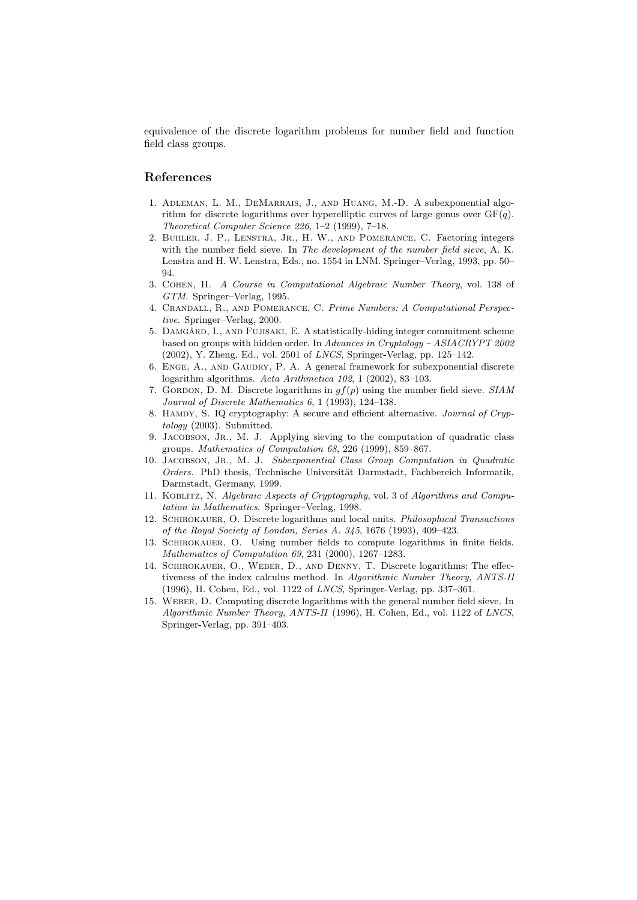equivalence of the discrete logarithm problems for number field and function field class groups.

## References

1. Adleman, L. M., DeMarrais, J., and Huang, M.-D. A subexponential algorithm for discrete logarithms over hyperelliptic curves of large genus over $\mathrm{GF}(q)$. *Theoretical Computer Science 226*, 1–2 (1999), 7–18.
2. Buhler, J. P., Lenstra, Jr., H. W., and Pomerance, C. Factoring integers with the number field sieve. In *The development of the number field sieve*, A. K. Lenstra and H. W. Lenstra, Eds., no. 1554 in LNM. Springer–Verlag, 1993, pp. 50–94.
3. Cohen, H. *A Course in Computational Algebraic Number Theory*, vol. 138 of *GTM*. Springer–Verlag, 1995.
4. Crandall, R., and Pomerance, C. *Prime Numbers: A Computational Perspective*. Springer–Verlag, 2000.
5. Damgård, I., and Fujisaki, E. A statistically-hiding integer commitment scheme based on groups with hidden order. In *Advances in Cryptology – ASIACRYPT 2002* (2002), Y. Zheng, Ed., vol. 2501 of *LNCS*, Springer-Verlag, pp. 125–142.
6. Enge, A., and Gaudry, P. A. A general framework for subexponential discrete logarithm algorithms. *Acta Arithmetica 102*, 1 (2002), 83–103.
7. Gordon, D. M. Discrete logarithms in $gf(p)$ using the number field sieve. *SIAM Journal of Discrete Mathematics 6*, 1 (1993), 124–138.
8. Hamdy, S. IQ cryptography: A secure and efficient alternative. *Journal of Cryptology* (2003). Submitted.
9. Jacobson, Jr., M. J. Applying sieving to the computation of quadratic class groups. *Mathematics of Computation 68*, 226 (1999), 859–867.
10. Jacobson, Jr., M. J. *Subexponential Class Group Computation in Quadratic Orders*. PhD thesis, Technische Universität Darmstadt, Fachbereich Informatik, Darmstadt, Germany, 1999.
11. Koblitz, N. *Algebraic Aspects of Cryptography*, vol. 3 of *Algorithms and Computation in Mathematics*. Springer–Verlag, 1998.
12. Schirokauer, O. Discrete logarithms and local units. *Philosophical Transactions of the Royal Society of London, Series A. 345*, 1676 (1993), 409–423.
13. Schirokauer, O. Using number fields to compute logarithms in finite fields. *Mathematics of Computation 69*, 231 (2000), 1267–1283.
14. Schirokauer, O., Weber, D., and Denny, T. Discrete logarithms: The effectiveness of the index calculus method. In *Algorithmic Number Theory, ANTS-II* (1996), H. Cohen, Ed., vol. 1122 of *LNCS*, Springer-Verlag, pp. 337–361.
15. Weber, D. Computing discrete logarithms with the general number field sieve. In *Algorithmic Number Theory, ANTS-II* (1996), H. Cohen, Ed., vol. 1122 of *LNCS*, Springer-Verlag, pp. 391–403.